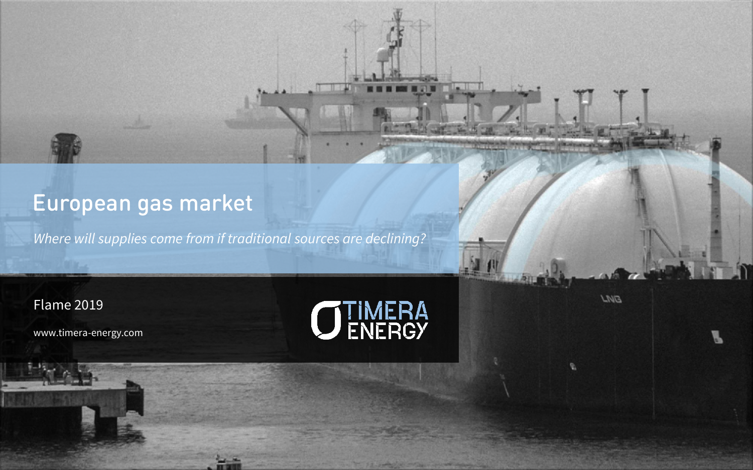# European gas market

*Where will supplies come from if traditional sources are declining?*

Flame 2019

www.timera-energy.com

TIMERA ENERGY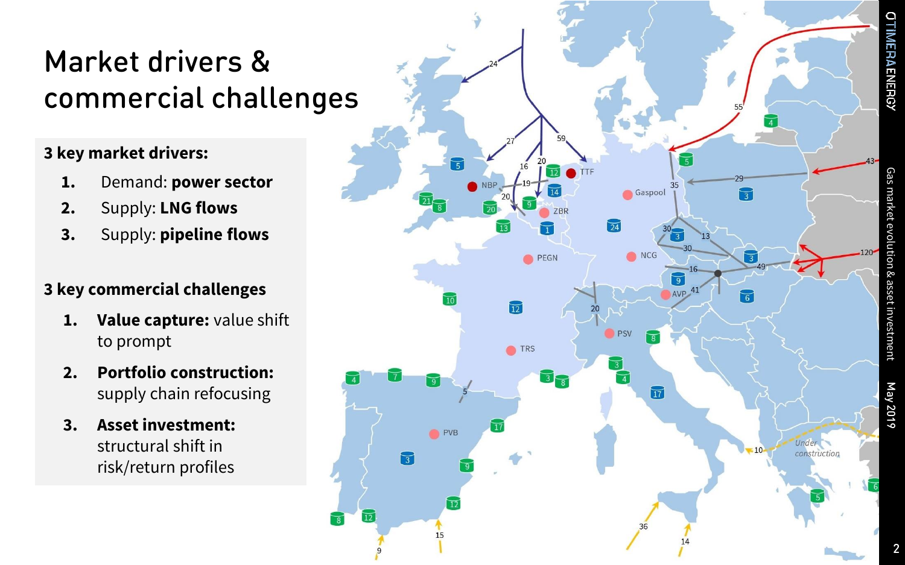# Market drivers & commercial challenges

**3 key market drivers:**

1. Demand: **power sector**
2. Supply: **LNG flows**
3. Supply: **pipeline flows**

**3 key commercial challenges**

1. **Value capture:** value shift to prompt
2. **Portfolio construction:** supply chain refocusing
3. **Asset investment:** structural shift in risk/return profiles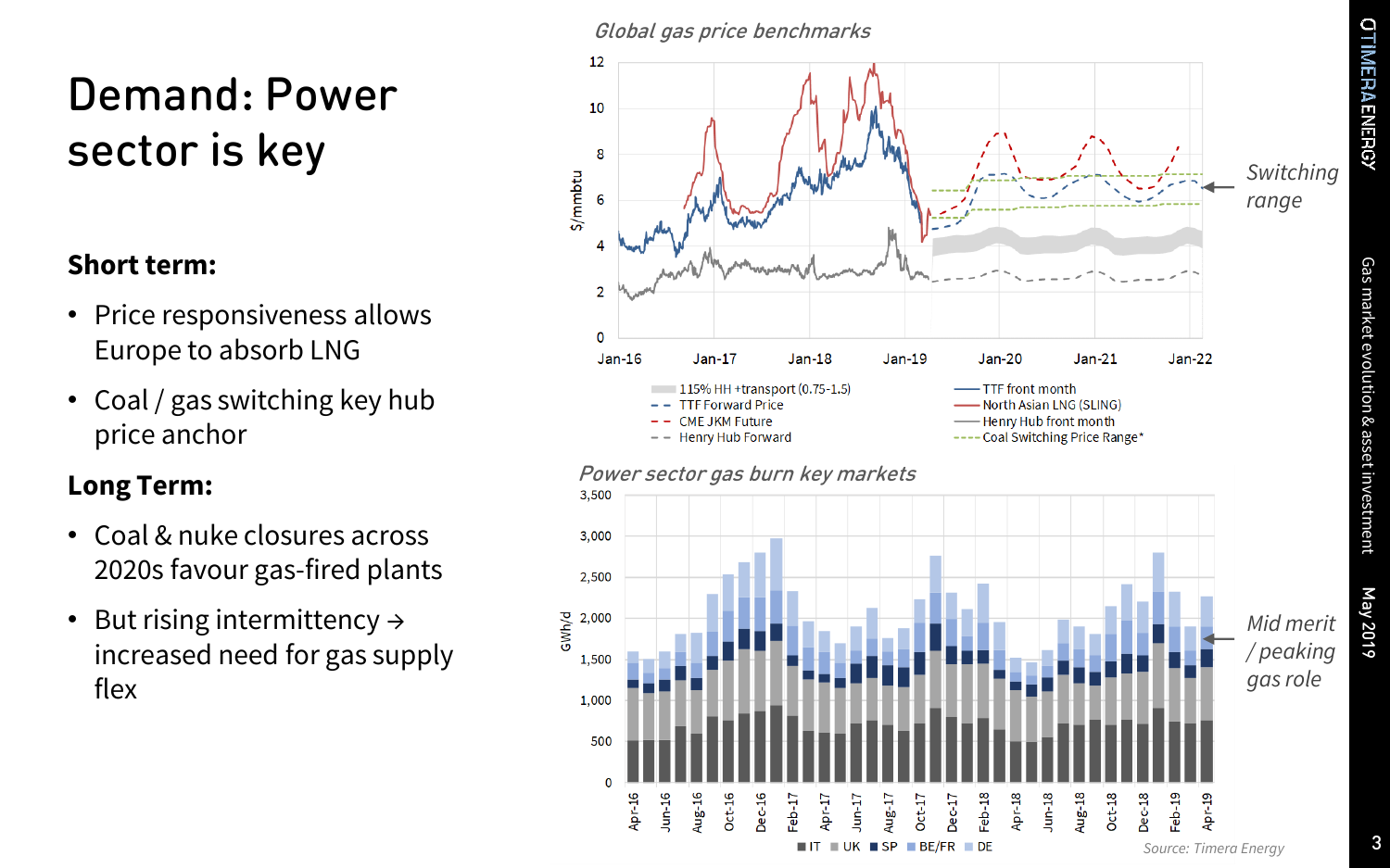# Demand: Power sector is key

**Short term:**

- Price responsiveness allows Europe to absorb LNG
- Coal / gas switching key hub price anchor

**Long Term:**

- Coal & nuke closures across 2020s favour gas-fired plants
- But rising intermittency → increased need for gas supply flex

*Global gas price benchmarks*

Legend: 115% HH +transport (0.75-1.5); TTF Forward Price; CME JKM Future; Henry Hub Forward; TTF front month; North Asian LNG (SLING); Henry Hub front month; Coal Switching Price Range*

*Switching range*

*Power sector gas burn key markets*

Legend: IT; UK; SP; BE/FR; DE

*Mid merit / peaking gas role*

Source: Timera Energy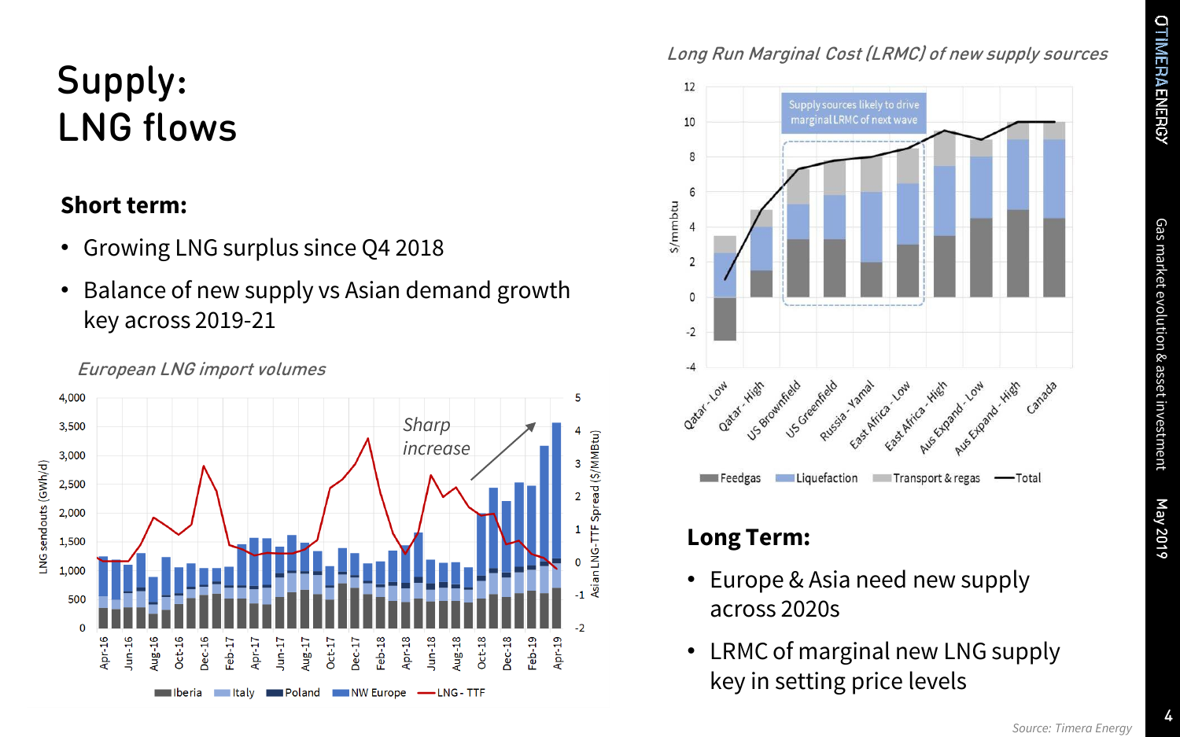# Supply: LNG flows

**Short term:**

- Growing LNG surplus since Q4 2018
- Balance of new supply vs Asian demand growth key across 2019-21

*European LNG import volumes*

*Long Run Marginal Cost (LRMC) of new supply sources*

**Long Term:**

- Europe & Asia need new supply across 2020s
- LRMC of marginal new LNG supply key in setting price levels

Source: Timera Energy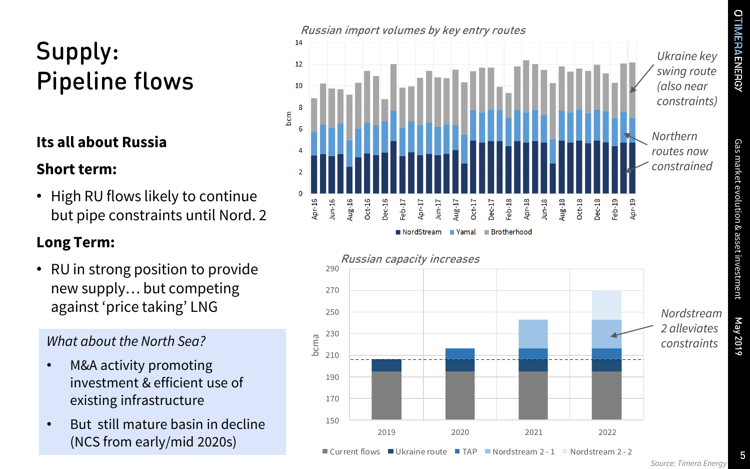# Supply: Pipeline flows

**Its all about Russia**

**Short term:**

- High RU flows likely to continue but pipe constraints until Nord. 2

**Long Term:**

- RU in strong position to provide new supply… but competing against 'price taking' LNG

*What about the North Sea?*

- M&A activity promoting investment & efficient use of existing infrastructure
- But still mature basin in decline (NCS from early/mid 2020s)

*Russian import volumes by key entry routes*

*Ukraine key swing route (also near constraints)*

*Northern routes now constrained*

*Russian capacity increases*

*Nordstream 2 alleviates constraints*

*Source: Timera Energy*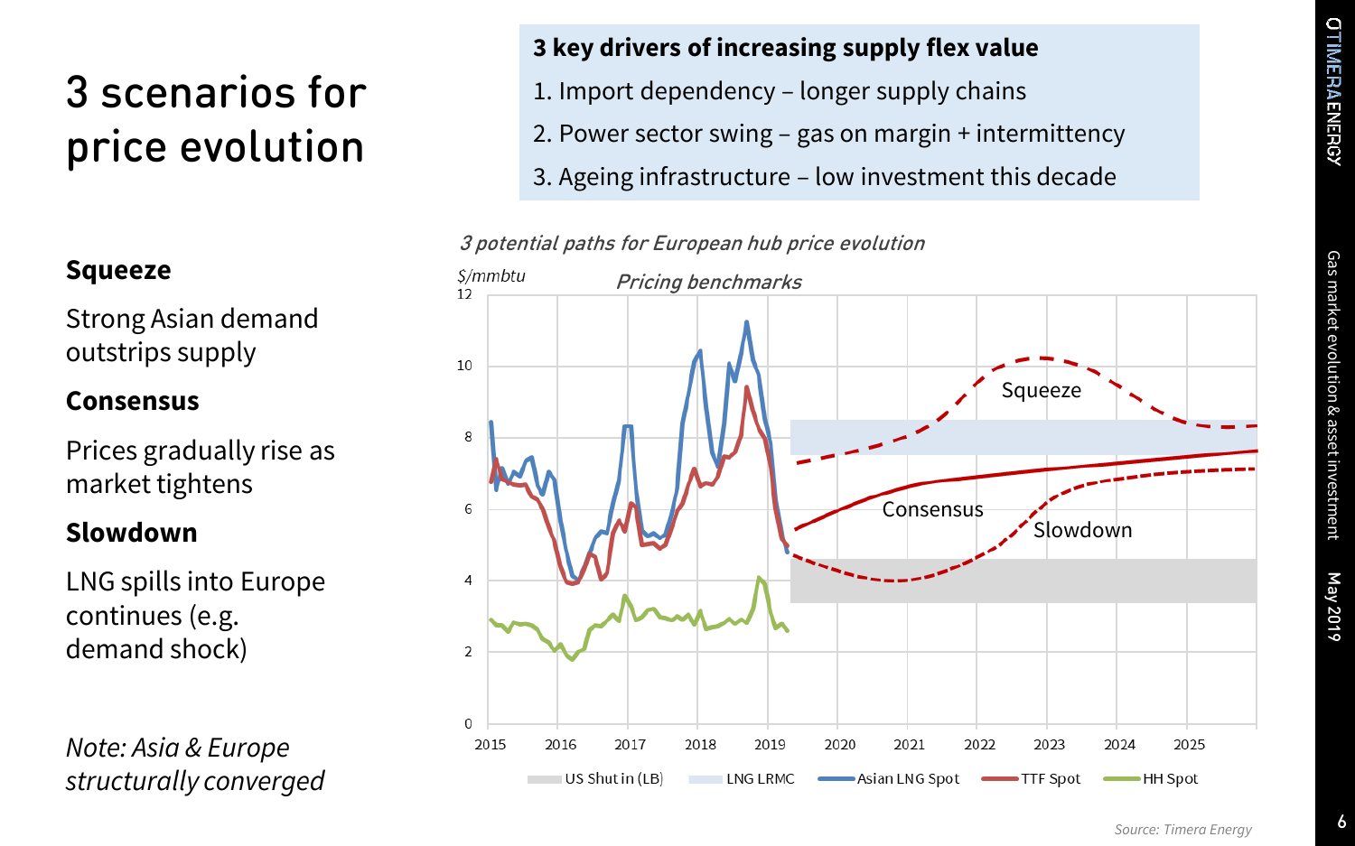# 3 scenarios for price evolution

**Squeeze**

Strong Asian demand outstrips supply

**Consensus**

Prices gradually rise as market tightens

**Slowdown**

LNG spills into Europe continues (e.g. demand shock)

*Note: Asia & Europe structurally converged*

**3 key drivers of increasing supply flex value**

1. Import dependency – longer supply chains
2. Power sector swing – gas on margin + intermittency
3. Ageing infrastructure – low investment this decade

*3 potential paths for European hub price evolution*

Source: Timera Energy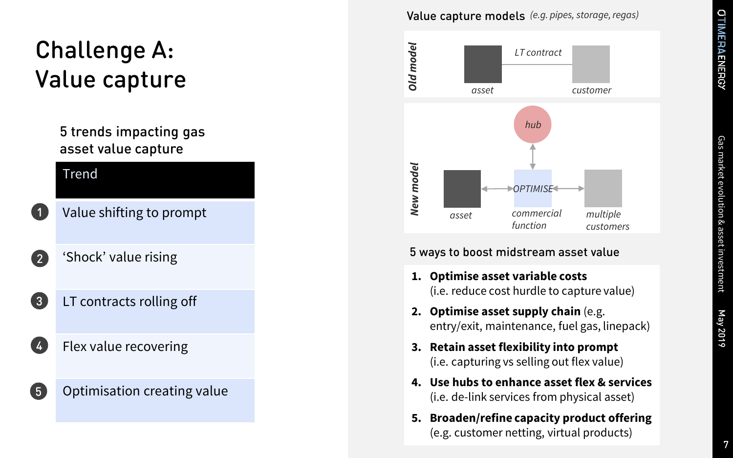# Challenge A: Value capture

5 trends impacting gas asset value capture

| | Trend |
|---|---|
| 1 | Value shifting to prompt |
| 2 | 'Shock' value rising |
| 3 | LT contracts rolling off |
| 4 | Flex value recovering |
| 5 | Optimisation creating value |

Value capture models *(e.g. pipes, storage, regas)*

*Old model*: *asset* — *LT contract* — *customer*

*New model*: *asset* ↔ *OPTIMISE* (*commercial function*) ↔ *multiple customers*; *OPTIMISE* ↔ *hub*

5 ways to boost midstream asset value

1. **Optimise asset variable costs** (i.e. reduce cost hurdle to capture value)
2. **Optimise asset supply chain** (e.g. entry/exit, maintenance, fuel gas, linepack)
3. **Retain asset flexibility into prompt** (i.e. capturing vs selling out flex value)
4. **Use hubs to enhance asset flex & services** (i.e. de-link services from physical asset)
5. **Broaden/refine capacity product offering** (e.g. customer netting, virtual products)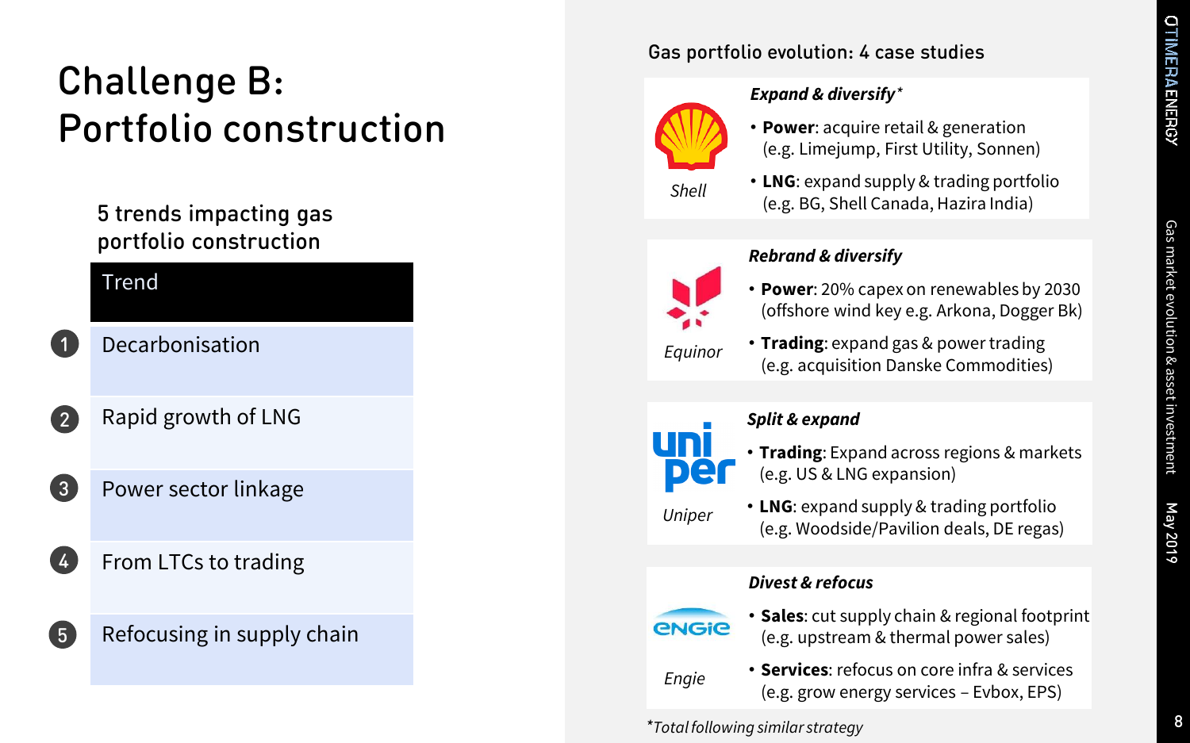# Challenge B: Portfolio construction

## 5 trends impacting gas portfolio construction

| | Trend |
|---|---|
| 1 | Decarbonisation |
| 2 | Rapid growth of LNG |
| 3 | Power sector linkage |
| 4 | From LTCs to trading |
| 5 | Refocusing in supply chain |

## Gas portfolio evolution: 4 case studies

**Shell**

***Expand & diversify****

- **Power**: acquire retail & generation (e.g. Limejump, First Utility, Sonnen)
- **LNG**: expand supply & trading portfolio (e.g. BG, Shell Canada, Hazira India)

**Equinor**

***Rebrand & diversify***

- **Power**: 20% capex on renewables by 2030 (offshore wind key e.g. Arkona, Dogger Bk)
- **Trading**: expand gas & power trading (e.g. acquisition Danske Commodities)

**Uniper**

***Split & expand***

- **Trading**: Expand across regions & markets (e.g. US & LNG expansion)
- **LNG**: expand supply & trading portfolio (e.g. Woodside/Pavilion deals, DE regas)

**Engie**

***Divest & refocus***

- **Sales**: cut supply chain & regional footprint (e.g. upstream & thermal power sales)
- **Services**: refocus on core infra & services (e.g. grow energy services – Evbox, EPS)

*Total following similar strategy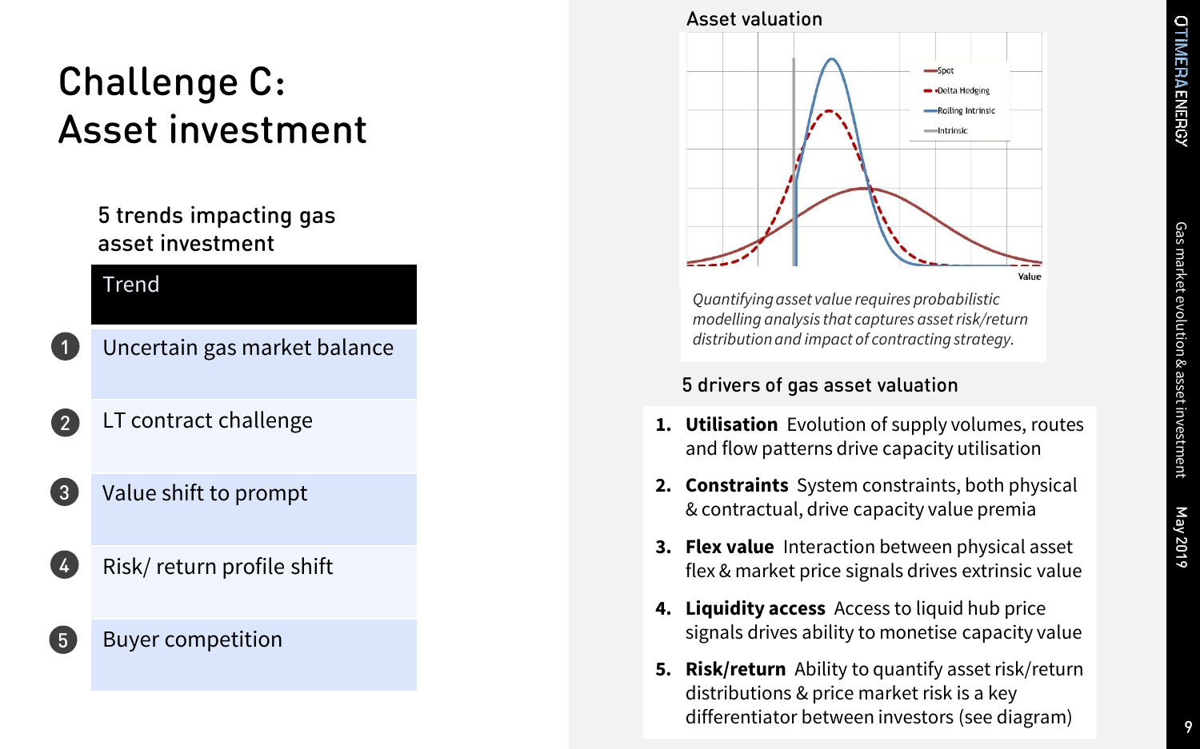# Challenge C: Asset investment

5 trends impacting gas asset investment

| | Trend |
|---|---|
| 1 | Uncertain gas market balance |
| 2 | LT contract challenge |
| 3 | Value shift to prompt |
| 4 | Risk/ return profile shift |
| 5 | Buyer competition |

## Asset valuation

*Quantifying asset value requires probabilistic modelling analysis that captures asset risk/return distribution and impact of contracting strategy.*

### 5 drivers of gas asset valuation

1. **Utilisation** Evolution of supply volumes, routes and flow patterns drive capacity utilisation
2. **Constraints** System constraints, both physical & contractual, drive capacity value premia
3. **Flex value** Interaction between physical asset flex & market price signals drives extrinsic value
4. **Liquidity access** Access to liquid hub price signals drives ability to monetise capacity value
5. **Risk/return** Ability to quantify asset risk/return distributions & price market risk is a key differentiator between investors (see diagram)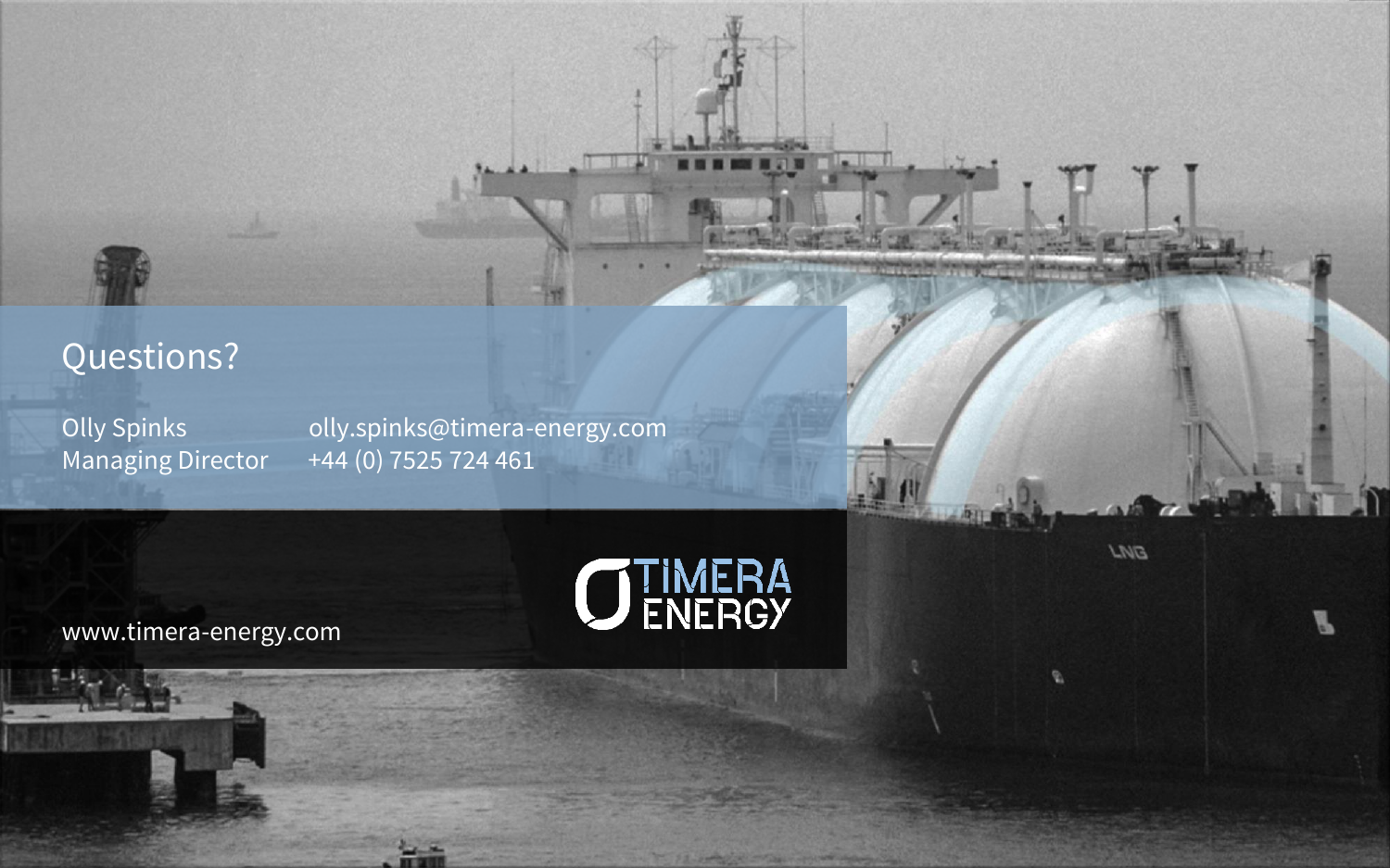## Questions?

Olly Spinks
Managing Director

olly.spinks@timera-energy.com
+44 (0) 7525 724 461

www.timera-energy.com

TIMERA ENERGY